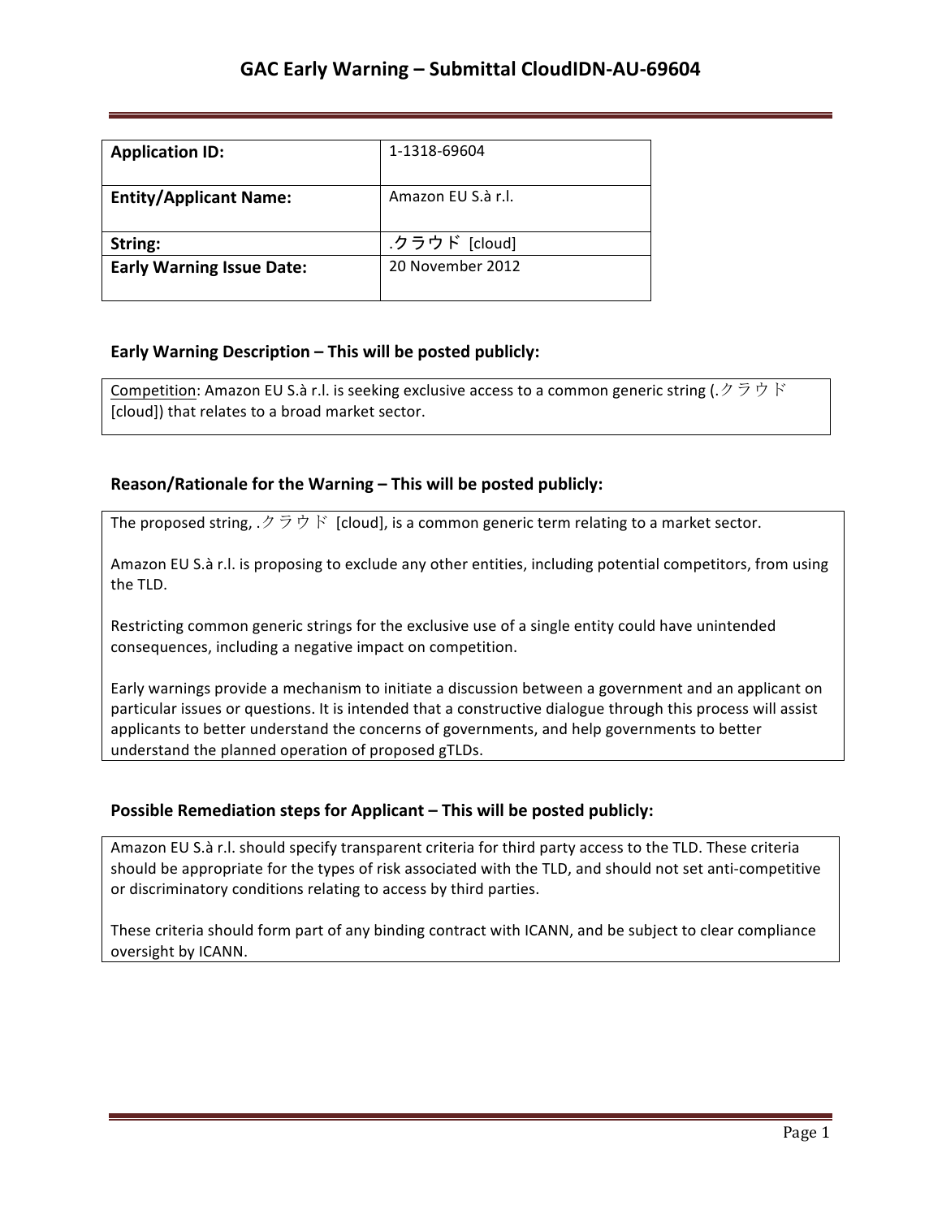# GAC Early Warning – Submittal CloudIDN-AU-69604

| **Application ID:** | 1-1318-69604 |
|---|---|
| **Entity/Applicant Name:** | Amazon EU S.à r.l. |
| **String:** | .クラウド [cloud] |
| **Early Warning Issue Date:** | 20 November 2012 |

## Early Warning Description – This will be posted publicly:

Competition: Amazon EU S.à r.l. is seeking exclusive access to a common generic string (.クラウド [cloud]) that relates to a broad market sector.

## Reason/Rationale for the Warning – This will be posted publicly:

The proposed string, .クラウド [cloud], is a common generic term relating to a market sector.

Amazon EU S.à r.l. is proposing to exclude any other entities, including potential competitors, from using the TLD.

Restricting common generic strings for the exclusive use of a single entity could have unintended consequences, including a negative impact on competition.

Early warnings provide a mechanism to initiate a discussion between a government and an applicant on particular issues or questions. It is intended that a constructive dialogue through this process will assist applicants to better understand the concerns of governments, and help governments to better understand the planned operation of proposed gTLDs.

## Possible Remediation steps for Applicant – This will be posted publicly:

Amazon EU S.à r.l. should specify transparent criteria for third party access to the TLD. These criteria should be appropriate for the types of risk associated with the TLD, and should not set anti-competitive or discriminatory conditions relating to access by third parties.

These criteria should form part of any binding contract with ICANN, and be subject to clear compliance oversight by ICANN.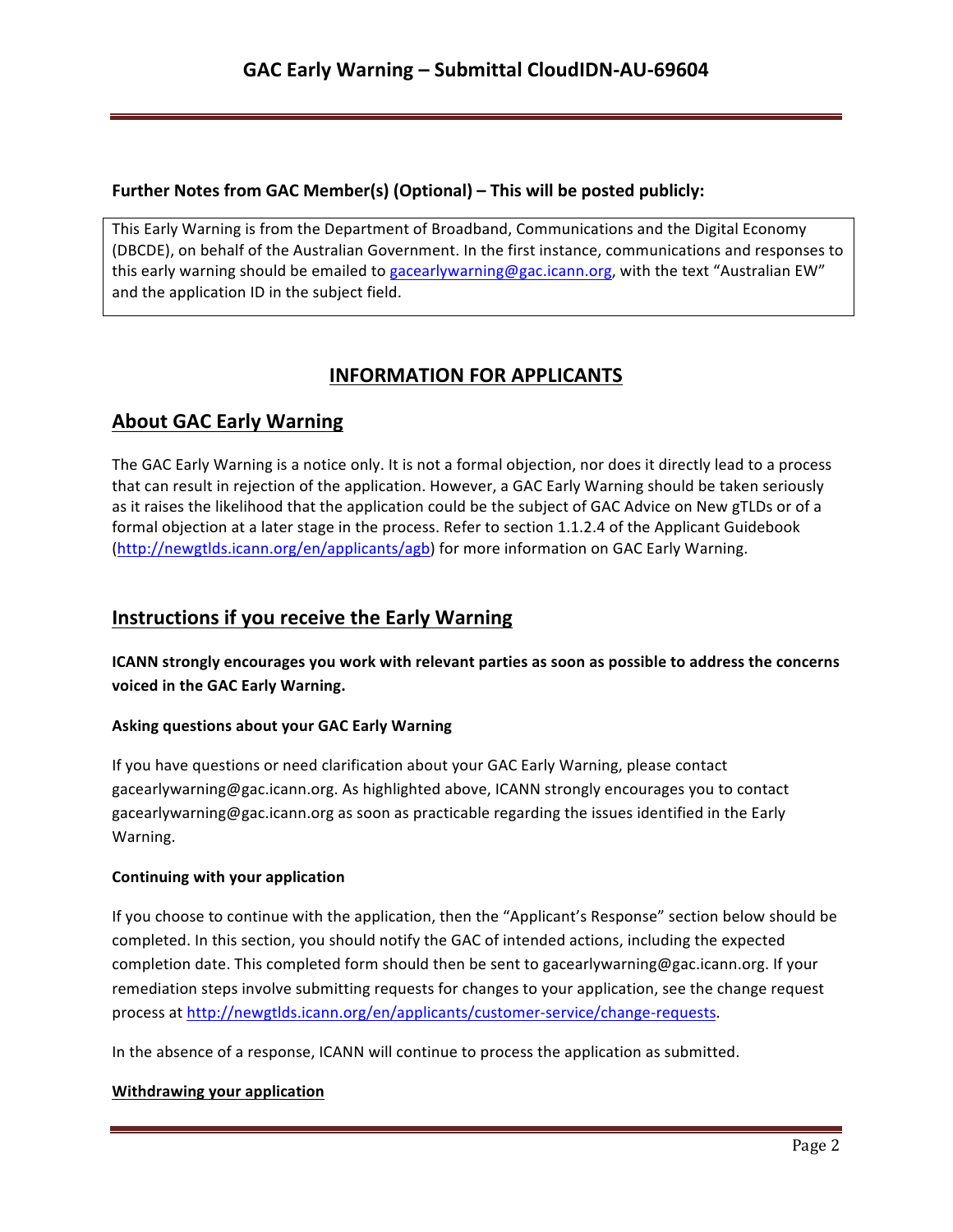**Further Notes from GAC Member(s) (Optional) – This will be posted publicly:**

This Early Warning is from the Department of Broadband, Communications and the Digital Economy (DBCDE), on behalf of the Australian Government. In the first instance, communications and responses to this early warning should be emailed to gacearlywarning@gac.icann.org, with the text "Australian EW" and the application ID in the subject field.

# INFORMATION FOR APPLICANTS

## About GAC Early Warning

The GAC Early Warning is a notice only. It is not a formal objection, nor does it directly lead to a process that can result in rejection of the application. However, a GAC Early Warning should be taken seriously as it raises the likelihood that the application could be the subject of GAC Advice on New gTLDs or of a formal objection at a later stage in the process. Refer to section 1.1.2.4 of the Applicant Guidebook (http://newgtlds.icann.org/en/applicants/agb) for more information on GAC Early Warning.

## Instructions if you receive the Early Warning

**ICANN strongly encourages you work with relevant parties as soon as possible to address the concerns voiced in the GAC Early Warning.**

### Asking questions about your GAC Early Warning

If you have questions or need clarification about your GAC Early Warning, please contact gacearlywarning@gac.icann.org. As highlighted above, ICANN strongly encourages you to contact gacearlywarning@gac.icann.org as soon as practicable regarding the issues identified in the Early Warning.

### Continuing with your application

If you choose to continue with the application, then the "Applicant's Response" section below should be completed. In this section, you should notify the GAC of intended actions, including the expected completion date. This completed form should then be sent to gacearlywarning@gac.icann.org. If your remediation steps involve submitting requests for changes to your application, see the change request process at http://newgtlds.icann.org/en/applicants/customer-service/change-requests.

In the absence of a response, ICANN will continue to process the application as submitted.

### Withdrawing your application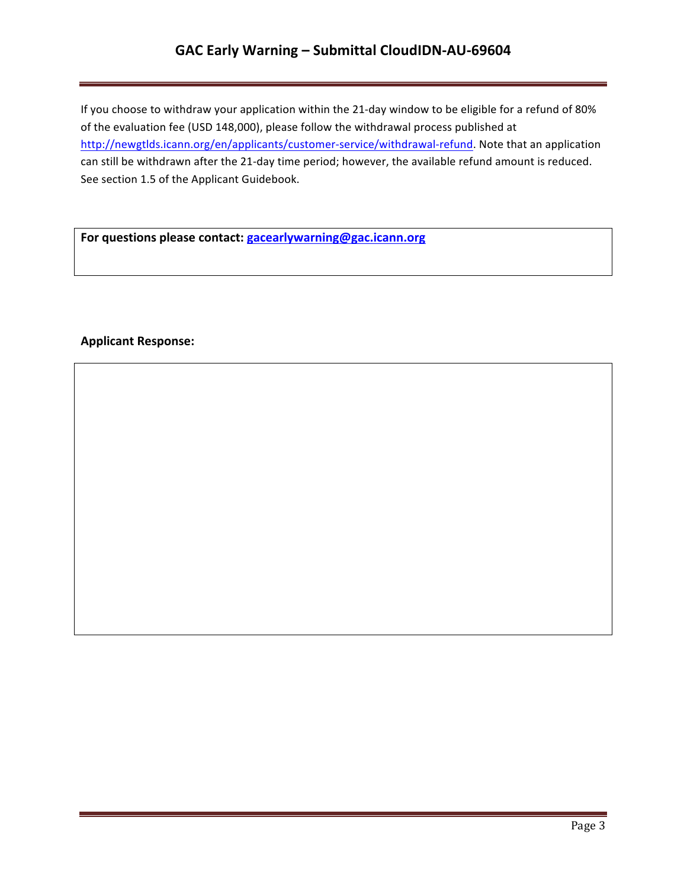If you choose to withdraw your application within the 21-day window to be eligible for a refund of 80% of the evaluation fee (USD 148,000), please follow the withdrawal process published at http://newgtlds.icann.org/en/applicants/customer-service/withdrawal-refund. Note that an application can still be withdrawn after the 21-day time period; however, the available refund amount is reduced. See section 1.5 of the Applicant Guidebook.

**For questions please contact: gacearlywarning@gac.icann.org**

**Applicant Response:**